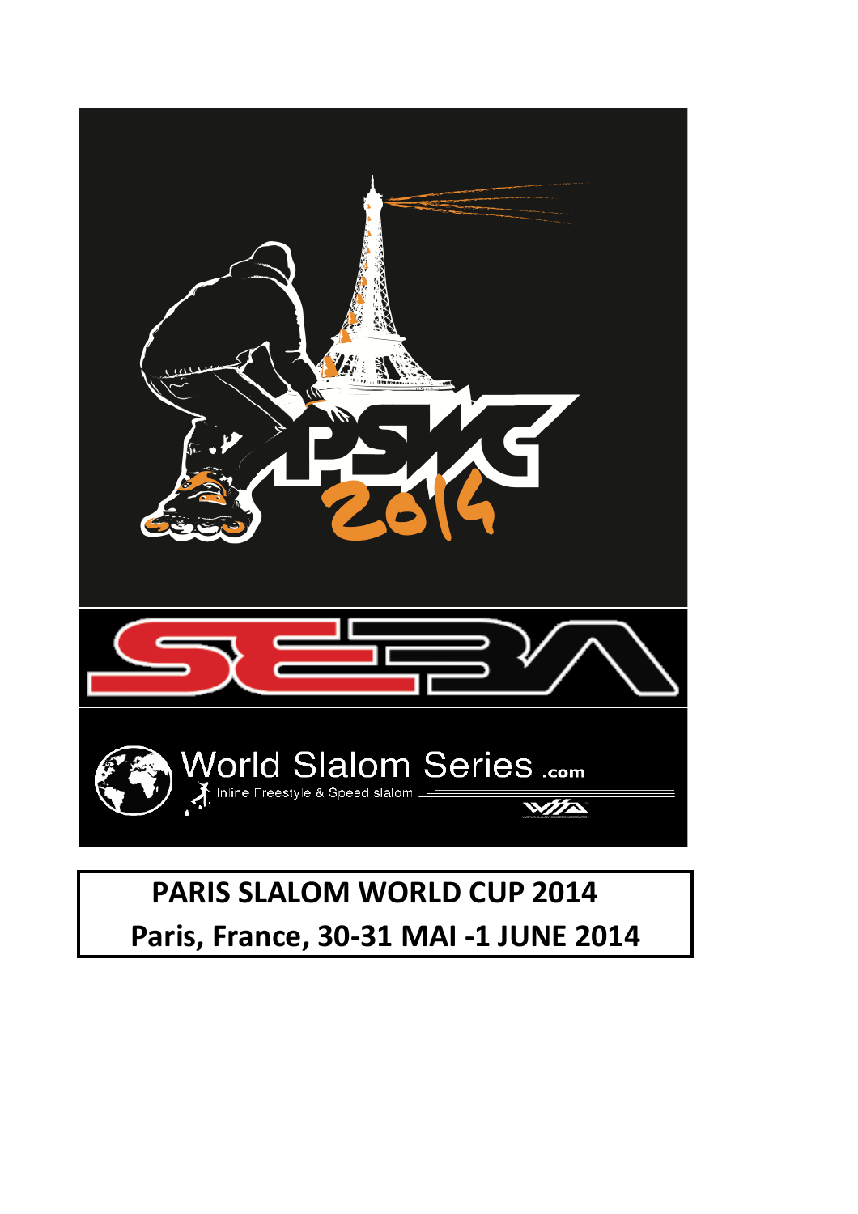PSWC 2014

SEBA

World Slalom Series .com

Inline Freestyle & Speed slalom

**PARIS SLALOM WORLD CUP 2014**

**Paris, France, 30-31 MAI -1 JUNE 2014**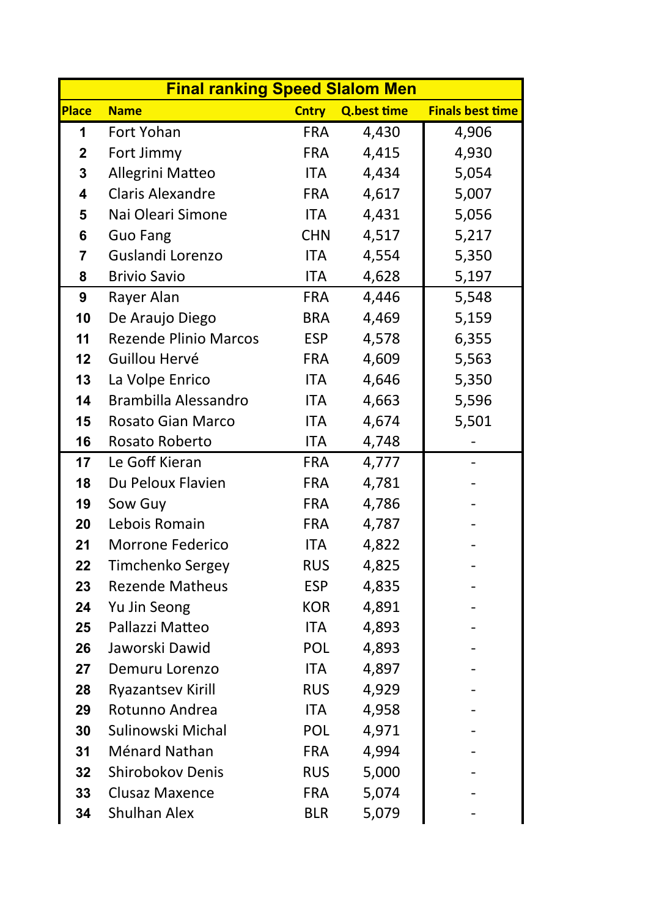| Final ranking Speed Slalom Men | | | | |
|---|---|---|---|---|
| Place | Name | Cntry | Q.best time | Finals best time |
| 1 | Fort Yohan | FRA | 4,430 | 4,906 |
| 2 | Fort Jimmy | FRA | 4,415 | 4,930 |
| 3 | Allegrini Matteo | ITA | 4,434 | 5,054 |
| 4 | Claris Alexandre | FRA | 4,617 | 5,007 |
| 5 | Nai Oleari Simone | ITA | 4,431 | 5,056 |
| 6 | Guo Fang | CHN | 4,517 | 5,217 |
| 7 | Guslandi Lorenzo | ITA | 4,554 | 5,350 |
| 8 | Brivio Savio | ITA | 4,628 | 5,197 |
| 9 | Rayer Alan | FRA | 4,446 | 5,548 |
| 10 | De Araujo Diego | BRA | 4,469 | 5,159 |
| 11 | Rezende Plinio Marcos | ESP | 4,578 | 6,355 |
| 12 | Guillou Hervé | FRA | 4,609 | 5,563 |
| 13 | La Volpe Enrico | ITA | 4,646 | 5,350 |
| 14 | Brambilla Alessandro | ITA | 4,663 | 5,596 |
| 15 | Rosato Gian Marco | ITA | 4,674 | 5,501 |
| 16 | Rosato Roberto | ITA | 4,748 | - |
| 17 | Le Goff Kieran | FRA | 4,777 | - |
| 18 | Du Peloux Flavien | FRA | 4,781 | - |
| 19 | Sow Guy | FRA | 4,786 | - |
| 20 | Lebois Romain | FRA | 4,787 | - |
| 21 | Morrone Federico | ITA | 4,822 | - |
| 22 | Timchenko Sergey | RUS | 4,825 | - |
| 23 | Rezende Matheus | ESP | 4,835 | - |
| 24 | Yu Jin Seong | KOR | 4,891 | - |
| 25 | Pallazzi Matteo | ITA | 4,893 | - |
| 26 | Jaworski Dawid | POL | 4,893 | - |
| 27 | Demuru Lorenzo | ITA | 4,897 | - |
| 28 | Ryazantsev Kirill | RUS | 4,929 | - |
| 29 | Rotunno Andrea | ITA | 4,958 | - |
| 30 | Sulinowski Michal | POL | 4,971 | - |
| 31 | Ménard Nathan | FRA | 4,994 | - |
| 32 | Shirobokov Denis | RUS | 5,000 | - |
| 33 | Clusaz Maxence | FRA | 5,074 | - |
| 34 | Shulhan Alex | BLR | 5,079 | - |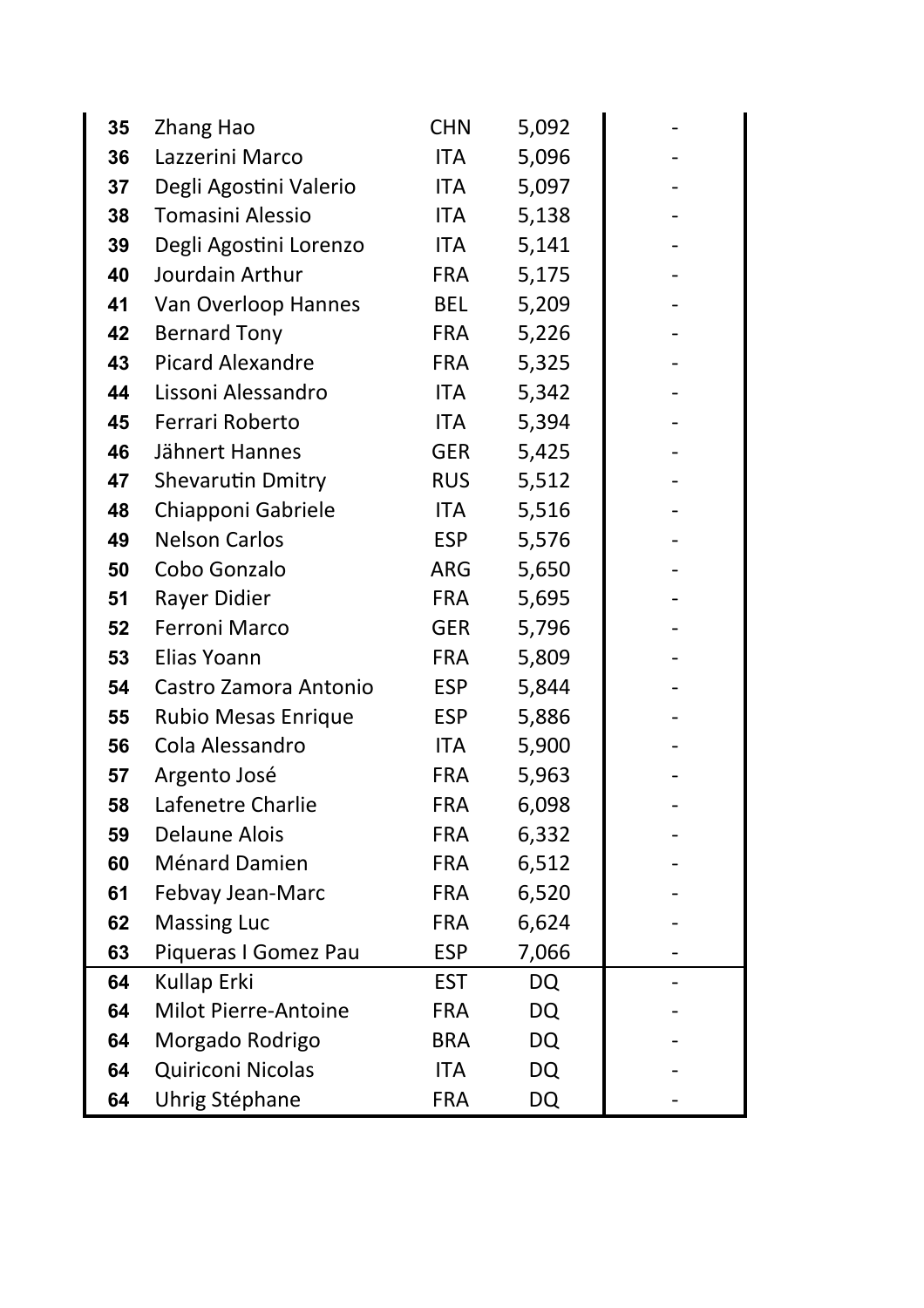| | | | | |
|---|---|---|---|---|
| 35 | Zhang Hao | CHN | 5,092 | - |
| 36 | Lazzerini Marco | ITA | 5,096 | - |
| 37 | Degli Agostini Valerio | ITA | 5,097 | - |
| 38 | Tomasini Alessio | ITA | 5,138 | - |
| 39 | Degli Agostini Lorenzo | ITA | 5,141 | - |
| 40 | Jourdain Arthur | FRA | 5,175 | - |
| 41 | Van Overloop Hannes | BEL | 5,209 | - |
| 42 | Bernard Tony | FRA | 5,226 | - |
| 43 | Picard Alexandre | FRA | 5,325 | - |
| 44 | Lissoni Alessandro | ITA | 5,342 | - |
| 45 | Ferrari Roberto | ITA | 5,394 | - |
| 46 | Jähnert Hannes | GER | 5,425 | - |
| 47 | Shevarutin Dmitry | RUS | 5,512 | - |
| 48 | Chiapponi Gabriele | ITA | 5,516 | - |
| 49 | Nelson Carlos | ESP | 5,576 | - |
| 50 | Cobo Gonzalo | ARG | 5,650 | - |
| 51 | Rayer Didier | FRA | 5,695 | - |
| 52 | Ferroni Marco | GER | 5,796 | - |
| 53 | Elias Yoann | FRA | 5,809 | - |
| 54 | Castro Zamora Antonio | ESP | 5,844 | - |
| 55 | Rubio Mesas Enrique | ESP | 5,886 | - |
| 56 | Cola Alessandro | ITA | 5,900 | - |
| 57 | Argento José | FRA | 5,963 | - |
| 58 | Lafenetre Charlie | FRA | 6,098 | - |
| 59 | Delaune Alois | FRA | 6,332 | - |
| 60 | Ménard Damien | FRA | 6,512 | - |
| 61 | Febvay Jean-Marc | FRA | 6,520 | - |
| 62 | Massing Luc | FRA | 6,624 | - |
| 63 | Piqueras I Gomez Pau | ESP | 7,066 | - |
| 64 | Kullap Erki | EST | DQ | - |
| 64 | Milot Pierre-Antoine | FRA | DQ | - |
| 64 | Morgado Rodrigo | BRA | DQ | - |
| 64 | Quiriconi Nicolas | ITA | DQ | - |
| 64 | Uhrig Stéphane | FRA | DQ | - |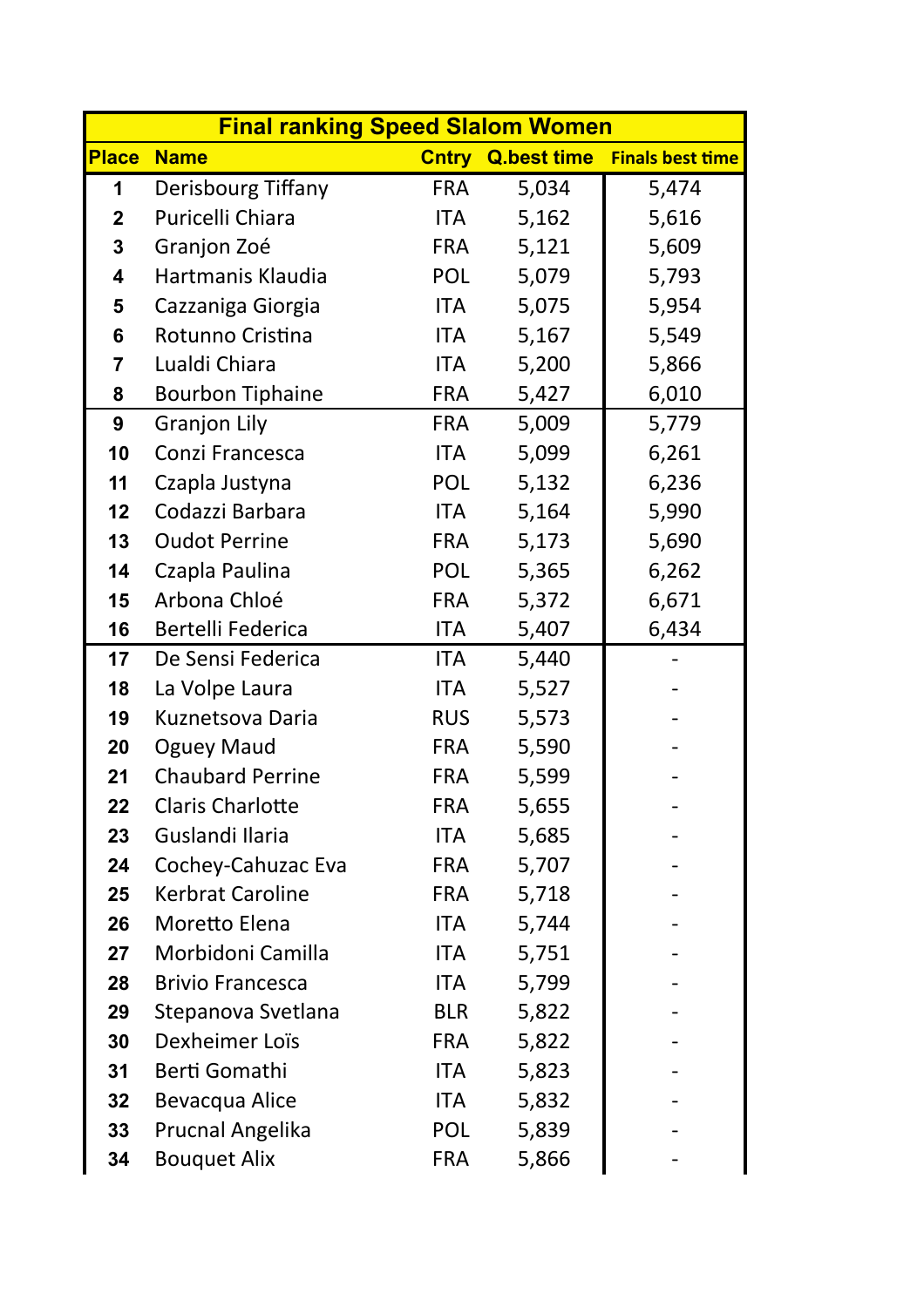| Final ranking Speed Slalom Women | | | | |
|---|---|---|---|---|
| **Place** | **Name** | **Cntry** | **Q.best time** | **Finals best time** |
| **1** | Derisbourg Tiffany | FRA | 5,034 | 5,474 |
| **2** | Puricelli Chiara | ITA | 5,162 | 5,616 |
| **3** | Granjon Zoé | FRA | 5,121 | 5,609 |
| **4** | Hartmanis Klaudia | POL | 5,079 | 5,793 |
| **5** | Cazzaniga Giorgia | ITA | 5,075 | 5,954 |
| **6** | Rotunno Cristina | ITA | 5,167 | 5,549 |
| **7** | Lualdi Chiara | ITA | 5,200 | 5,866 |
| **8** | Bourbon Tiphaine | FRA | 5,427 | 6,010 |
| **9** | Granjon Lily | FRA | 5,009 | 5,779 |
| **10** | Conzi Francesca | ITA | 5,099 | 6,261 |
| **11** | Czapla Justyna | POL | 5,132 | 6,236 |
| **12** | Codazzi Barbara | ITA | 5,164 | 5,990 |
| **13** | Oudot Perrine | FRA | 5,173 | 5,690 |
| **14** | Czapla Paulina | POL | 5,365 | 6,262 |
| **15** | Arbona Chloé | FRA | 5,372 | 6,671 |
| **16** | Bertelli Federica | ITA | 5,407 | 6,434 |
| **17** | De Sensi Federica | ITA | 5,440 | - |
| **18** | La Volpe Laura | ITA | 5,527 | - |
| **19** | Kuznetsova Daria | RUS | 5,573 | - |
| **20** | Oguey Maud | FRA | 5,590 | - |
| **21** | Chaubard Perrine | FRA | 5,599 | - |
| **22** | Claris Charlotte | FRA | 5,655 | - |
| **23** | Guslandi Ilaria | ITA | 5,685 | - |
| **24** | Cochey-Cahuzac Eva | FRA | 5,707 | - |
| **25** | Kerbrat Caroline | FRA | 5,718 | - |
| **26** | Moretto Elena | ITA | 5,744 | - |
| **27** | Morbidoni Camilla | ITA | 5,751 | - |
| **28** | Brivio Francesca | ITA | 5,799 | - |
| **29** | Stepanova Svetlana | BLR | 5,822 | - |
| **30** | Dexheimer Loïs | FRA | 5,822 | - |
| **31** | Berti Gomathi | ITA | 5,823 | - |
| **32** | Bevacqua Alice | ITA | 5,832 | - |
| **33** | Prucnal Angelika | POL | 5,839 | - |
| **34** | Bouquet Alix | FRA | 5,866 | - |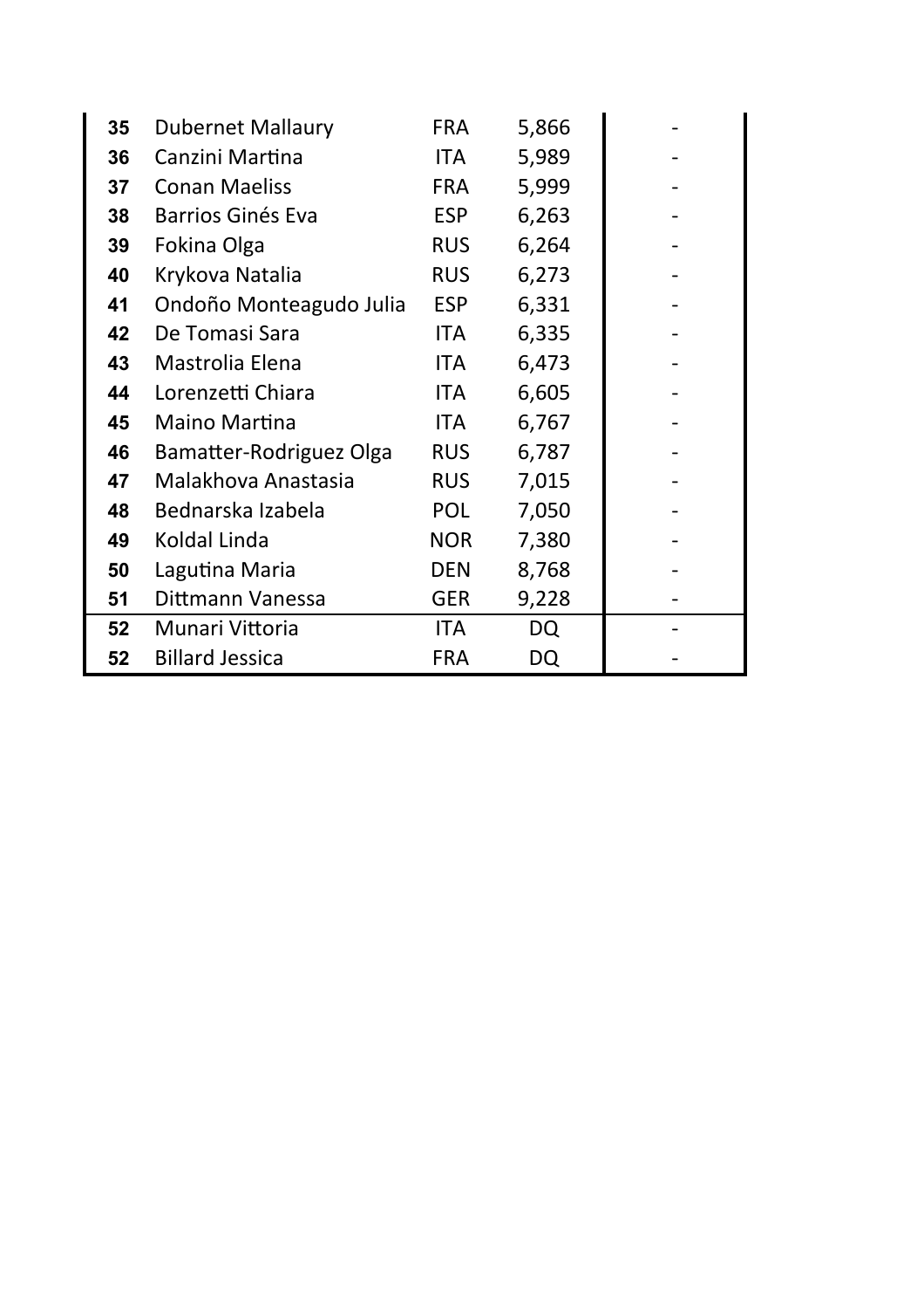| | | | | |
|---|---|---|---|---|
| **35** | Dubernet Mallaury | FRA | 5,866 | - |
| **36** | Canzini Martina | ITA | 5,989 | - |
| **37** | Conan Maeliss | FRA | 5,999 | - |
| **38** | Barrios Ginés Eva | ESP | 6,263 | - |
| **39** | Fokina Olga | RUS | 6,264 | - |
| **40** | Krykova Natalia | RUS | 6,273 | - |
| **41** | Ondoño Monteagudo Julia | ESP | 6,331 | - |
| **42** | De Tomasi Sara | ITA | 6,335 | - |
| **43** | Mastrolia Elena | ITA | 6,473 | - |
| **44** | Lorenzetti Chiara | ITA | 6,605 | - |
| **45** | Maino Martina | ITA | 6,767 | - |
| **46** | Bamatter-Rodriguez Olga | RUS | 6,787 | - |
| **47** | Malakhova Anastasia | RUS | 7,015 | - |
| **48** | Bednarska Izabela | POL | 7,050 | - |
| **49** | Koldal Linda | NOR | 7,380 | - |
| **50** | Lagutina Maria | DEN | 8,768 | - |
| **51** | Dittmann Vanessa | GER | 9,228 | - |
| **52** | Munari Vittoria | ITA | DQ | - |
| **52** | Billard Jessica | FRA | DQ | - |